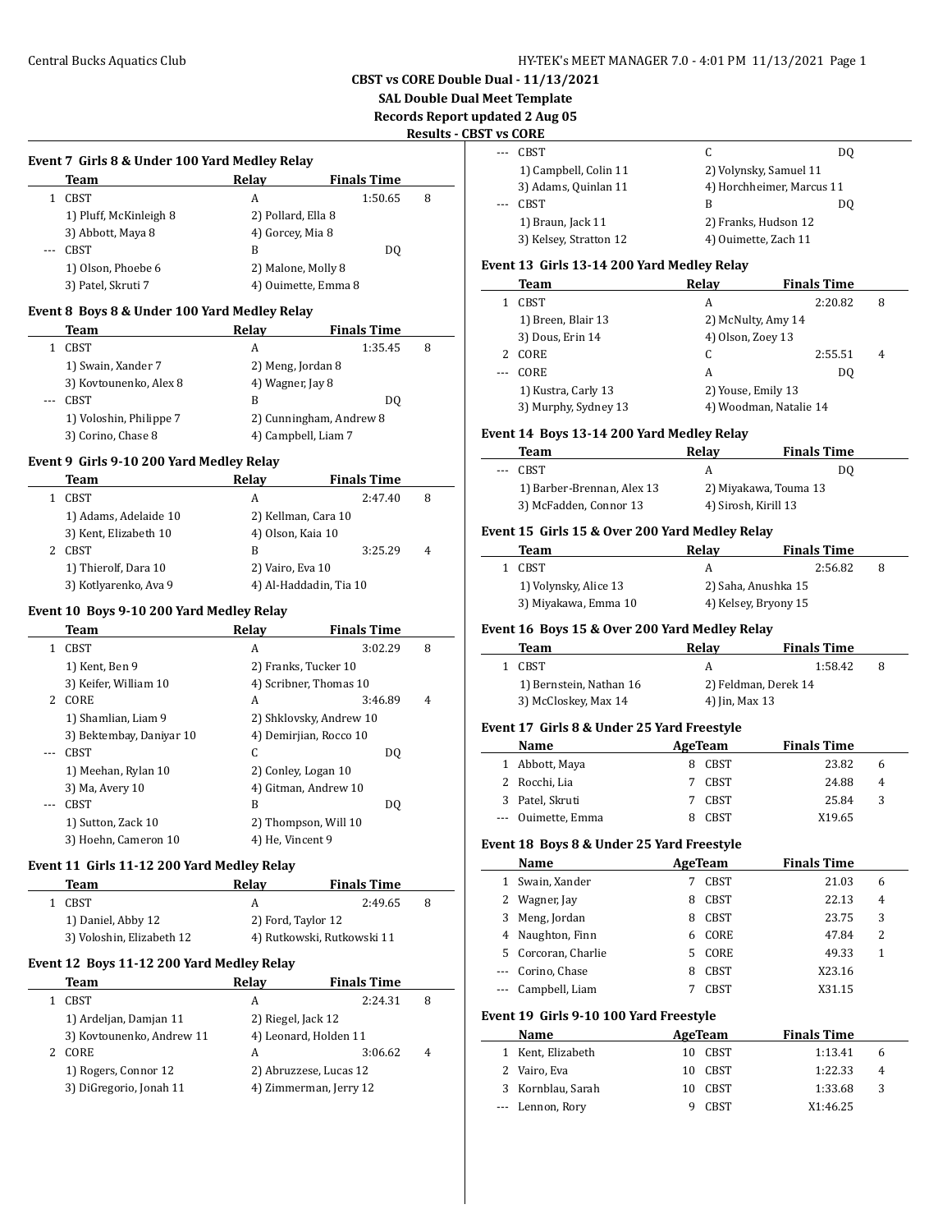# CBST vs CORE Double Dual - 11/13/2021

**SAL Double Dual Meet Template**

**Records Report updated 2 Aug 05**

**Results - CBST vs CORE**

### Event 7 Girls 8 & Under 100 Yard Medley Relay

| | Team | Relay | Finals Time | |
|---|---|---|---|---|
| 1 | CBST | A | 1:50.65 | 8 |
| | 1) Pluff, McKinleigh 8 | 2) Pollard, Ella 8 | | |
| | 3) Abbott, Maya 8 | 4) Gorcey, Mia 8 | | |
| --- | CBST | B | DQ | |
| | 1) Olson, Phoebe 6 | 2) Malone, Molly 8 | | |
| | 3) Patel, Skruti 7 | 4) Ouimette, Emma 8 | | |

### Event 8 Boys 8 & Under 100 Yard Medley Relay

| | Team | Relay | Finals Time | |
|---|---|---|---|---|
| 1 | CBST | A | 1:35.45 | 8 |
| | 1) Swain, Xander 7 | 2) Meng, Jordan 8 | | |
| | 3) Kovtounenko, Alex 8 | 4) Wagner, Jay 8 | | |
| --- | CBST | B | DQ | |
| | 1) Voloshin, Philippe 7 | 2) Cunningham, Andrew 8 | | |
| | 3) Corino, Chase 8 | 4) Campbell, Liam 7 | | |

### Event 9 Girls 9-10 200 Yard Medley Relay

| | Team | Relay | Finals Time | |
|---|---|---|---|---|
| 1 | CBST | A | 2:47.40 | 8 |
| | 1) Adams, Adelaide 10 | 2) Kellman, Cara 10 | | |
| | 3) Kent, Elizabeth 10 | 4) Olson, Kaia 10 | | |
| 2 | CBST | B | 3:25.29 | 4 |
| | 1) Thierolf, Dara 10 | 2) Vairo, Eva 10 | | |
| | 3) Kotlyarenko, Ava 9 | 4) Al-Haddadin, Tia 10 | | |

### Event 10 Boys 9-10 200 Yard Medley Relay

| | Team | Relay | Finals Time | |
|---|---|---|---|---|
| 1 | CBST | A | 3:02.29 | 8 |
| | 1) Kent, Ben 9 | 2) Franks, Tucker 10 | | |
| | 3) Keifer, William 10 | 4) Scribner, Thomas 10 | | |
| 2 | CORE | A | 3:46.89 | 4 |
| | 1) Shamlian, Liam 9 | 2) Shklovsky, Andrew 10 | | |
| | 3) Bektembay, Daniyar 10 | 4) Demirjian, Rocco 10 | | |
| --- | CBST | C | DQ | |
| | 1) Meehan, Rylan 10 | 2) Conley, Logan 10 | | |
| | 3) Ma, Avery 10 | 4) Gitman, Andrew 10 | | |
| --- | CBST | B | DQ | |
| | 1) Sutton, Zack 10 | 2) Thompson, Will 10 | | |
| | 3) Hoehn, Cameron 10 | 4) He, Vincent 9 | | |

### Event 11 Girls 11-12 200 Yard Medley Relay

| | Team | Relay | Finals Time | |
|---|---|---|---|---|
| 1 | CBST | A | 2:49.65 | 8 |
| | 1) Daniel, Abby 12 | 2) Ford, Taylor 12 | | |
| | 3) Voloshin, Elizabeth 12 | 4) Rutkowski, Rutkowski 11 | | |

### Event 12 Boys 11-12 200 Yard Medley Relay

| | Team | Relay | Finals Time | |
|---|---|---|---|---|
| 1 | CBST | A | 2:24.31 | 8 |
| | 1) Ardeljan, Damjan 11 | 2) Riegel, Jack 12 | | |
| | 3) Kovtounenko, Andrew 11 | 4) Leonard, Holden 11 | | |
| 2 | CORE | A | 3:06.62 | 4 |
| | 1) Rogers, Connor 12 | 2) Abruzzese, Lucas 12 | | |
| | 3) DiGregorio, Jonah 11 | 4) Zimmerman, Jerry 12 | | |
| --- | CBST | C | DQ | |
| | 1) Campbell, Colin 11 | 2) Volynsky, Samuel 11 | | |
| | 3) Adams, Quinlan 11 | 4) Horchheimer, Marcus 11 | | |
| --- | CBST | B | DQ | |
| | 1) Braun, Jack 11 | 2) Franks, Hudson 12 | | |
| | 3) Kelsey, Stratton 12 | 4) Ouimette, Zach 11 | | |

### Event 13 Girls 13-14 200 Yard Medley Relay

| | Team | Relay | Finals Time | |
|---|---|---|---|---|
| 1 | CBST | A | 2:20.82 | 8 |
| | 1) Breen, Blair 13 | 2) McNulty, Amy 14 | | |
| | 3) Dous, Erin 14 | 4) Olson, Zoey 13 | | |
| 2 | CORE | C | 2:55.51 | 4 |
| --- | CORE | A | DQ | |
| | 1) Kustra, Carly 13 | 2) Youse, Emily 13 | | |
| | 3) Murphy, Sydney 13 | 4) Woodman, Natalie 14 | | |

### Event 14 Boys 13-14 200 Yard Medley Relay

| | Team | Relay | Finals Time |
|---|---|---|---|
| --- | CBST | A | DQ |
| | 1) Barber-Brennan, Alex 13 | 2) Miyakawa, Touma 13 | |
| | 3) McFadden, Connor 13 | 4) Sirosh, Kirill 13 | |

### Event 15 Girls 15 & Over 200 Yard Medley Relay

| | Team | Relay | Finals Time | |
|---|---|---|---|---|
| 1 | CBST | A | 2:56.82 | 8 |
| | 1) Volynsky, Alice 13 | 2) Saha, Anushka 15 | | |
| | 3) Miyakawa, Emma 10 | 4) Kelsey, Bryony 15 | | |

### Event 16 Boys 15 & Over 200 Yard Medley Relay

| | Team | Relay | Finals Time | |
|---|---|---|---|---|
| 1 | CBST | A | 1:58.42 | 8 |
| | 1) Bernstein, Nathan 16 | 2) Feldman, Derek 14 | | |
| | 3) McCloskey, Max 14 | 4) Jin, Max 13 | | |

### Event 17 Girls 8 & Under 25 Yard Freestyle

| | Name | Age | Team | Finals Time | |
|---|---|---|---|---|---|
| 1 | Abbott, Maya | 8 | CBST | 23.82 | 6 |
| 2 | Rocchi, Lia | 7 | CBST | 24.88 | 4 |
| 3 | Patel, Skruti | 7 | CBST | 25.84 | 3 |
| --- | Ouimette, Emma | 8 | CBST | X19.65 | |

### Event 18 Boys 8 & Under 25 Yard Freestyle

| | Name | Age | Team | Finals Time | |
|---|---|---|---|---|---|
| 1 | Swain, Xander | 7 | CBST | 21.03 | 6 |
| 2 | Wagner, Jay | 8 | CBST | 22.13 | 4 |
| 3 | Meng, Jordan | 8 | CBST | 23.75 | 3 |
| 4 | Naughton, Finn | 6 | CORE | 47.84 | 2 |
| 5 | Corcoran, Charlie | 5 | CORE | 49.33 | 1 |
| --- | Corino, Chase | 8 | CBST | X23.16 | |
| --- | Campbell, Liam | 7 | CBST | X31.15 | |

### Event 19 Girls 9-10 100 Yard Freestyle

| | Name | Age | Team | Finals Time | |
|---|---|---|---|---|---|
| 1 | Kent, Elizabeth | 10 | CBST | 1:13.41 | 6 |
| 2 | Vairo, Eva | 10 | CBST | 1:22.33 | 4 |
| 3 | Kornblau, Sarah | 10 | CBST | 1:33.68 | 3 |
| --- | Lennon, Rory | 9 | CBST | X1:46.25 | |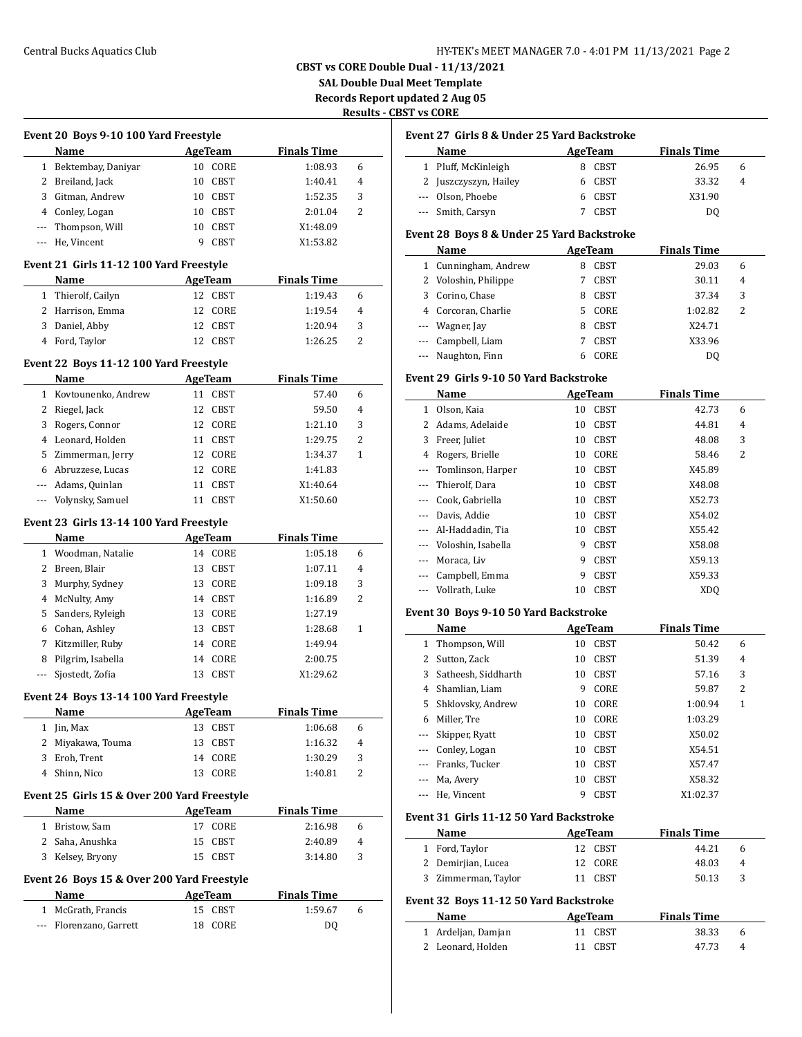**CBST vs CORE Double Dual - 11/13/2021**
**SAL Double Dual Meet Template**
**Records Report updated 2 Aug 05**
**Results - CBST vs CORE**

### Event 20 Boys 9-10 100 Yard Freestyle

| | Name | Age | Team | Finals Time | |
|---|---|---|---|---|---|
| 1 | Bektembay, Daniyar | 10 | CORE | 1:08.93 | 6 |
| 2 | Breiland, Jack | 10 | CBST | 1:40.41 | 4 |
| 3 | Gitman, Andrew | 10 | CBST | 1:52.35 | 3 |
| 4 | Conley, Logan | 10 | CBST | 2:01.04 | 2 |
| --- | Thompson, Will | 10 | CBST | X1:48.09 | |
| --- | He, Vincent | 9 | CBST | X1:53.82 | |

### Event 21 Girls 11-12 100 Yard Freestyle

| | Name | Age | Team | Finals Time | |
|---|---|---|---|---|---|
| 1 | Thierolf, Cailyn | 12 | CBST | 1:19.43 | 6 |
| 2 | Harrison, Emma | 12 | CORE | 1:19.54 | 4 |
| 3 | Daniel, Abby | 12 | CBST | 1:20.94 | 3 |
| 4 | Ford, Taylor | 12 | CBST | 1:26.25 | 2 |

### Event 22 Boys 11-12 100 Yard Freestyle

| | Name | Age | Team | Finals Time | |
|---|---|---|---|---|---|
| 1 | Kovtounenko, Andrew | 11 | CBST | 57.40 | 6 |
| 2 | Riegel, Jack | 12 | CBST | 59.50 | 4 |
| 3 | Rogers, Connor | 12 | CORE | 1:21.10 | 3 |
| 4 | Leonard, Holden | 11 | CBST | 1:29.75 | 2 |
| 5 | Zimmerman, Jerry | 12 | CORE | 1:34.37 | 1 |
| 6 | Abruzzese, Lucas | 12 | CORE | 1:41.83 | |
| --- | Adams, Quinlan | 11 | CBST | X1:40.64 | |
| --- | Volynsky, Samuel | 11 | CBST | X1:50.60 | |

### Event 23 Girls 13-14 100 Yard Freestyle

| | Name | Age | Team | Finals Time | |
|---|---|---|---|---|---|
| 1 | Woodman, Natalie | 14 | CORE | 1:05.18 | 6 |
| 2 | Breen, Blair | 13 | CBST | 1:07.11 | 4 |
| 3 | Murphy, Sydney | 13 | CORE | 1:09.18 | 3 |
| 4 | McNulty, Amy | 14 | CBST | 1:16.89 | 2 |
| 5 | Sanders, Ryleigh | 13 | CORE | 1:27.19 | |
| 6 | Cohan, Ashley | 13 | CBST | 1:28.68 | 1 |
| 7 | Kitzmiller, Ruby | 14 | CORE | 1:49.94 | |
| 8 | Pilgrim, Isabella | 14 | CORE | 2:00.75 | |
| --- | Sjostedt, Zofia | 13 | CBST | X1:29.62 | |

### Event 24 Boys 13-14 100 Yard Freestyle

| | Name | Age | Team | Finals Time | |
|---|---|---|---|---|---|
| 1 | Jin, Max | 13 | CBST | 1:06.68 | 6 |
| 2 | Miyakawa, Touma | 13 | CBST | 1:16.32 | 4 |
| 3 | Eroh, Trent | 14 | CORE | 1:30.29 | 3 |
| 4 | Shinn, Nico | 13 | CORE | 1:40.81 | 2 |

### Event 25 Girls 15 & Over 200 Yard Freestyle

| | Name | Age | Team | Finals Time | |
|---|---|---|---|---|---|
| 1 | Bristow, Sam | 17 | CORE | 2:16.98 | 6 |
| 2 | Saha, Anushka | 15 | CBST | 2:40.89 | 4 |
| 3 | Kelsey, Bryony | 15 | CBST | 3:14.80 | 3 |

### Event 26 Boys 15 & Over 200 Yard Freestyle

| | Name | Age | Team | Finals Time | |
|---|---|---|---|---|---|
| 1 | McGrath, Francis | 15 | CBST | 1:59.67 | 6 |
| --- | Florenzano, Garrett | 18 | CORE | DQ | |

### Event 27 Girls 8 & Under 25 Yard Backstroke

| | Name | Age | Team | Finals Time | |
|---|---|---|---|---|---|
| 1 | Pluff, McKinleigh | 8 | CBST | 26.95 | 6 |
| 2 | Juszczyszyn, Hailey | 6 | CBST | 33.32 | 4 |
| --- | Olson, Phoebe | 6 | CBST | X31.90 | |
| --- | Smith, Carsyn | 7 | CBST | DQ | |

### Event 28 Boys 8 & Under 25 Yard Backstroke

| | Name | Age | Team | Finals Time | |
|---|---|---|---|---|---|
| 1 | Cunningham, Andrew | 8 | CBST | 29.03 | 6 |
| 2 | Voloshin, Philippe | 7 | CBST | 30.11 | 4 |
| 3 | Corino, Chase | 8 | CBST | 37.34 | 3 |
| 4 | Corcoran, Charlie | 5 | CORE | 1:02.82 | 2 |
| --- | Wagner, Jay | 8 | CBST | X24.71 | |
| --- | Campbell, Liam | 7 | CBST | X33.96 | |
| --- | Naughton, Finn | 6 | CORE | DQ | |

### Event 29 Girls 9-10 50 Yard Backstroke

| | Name | Age | Team | Finals Time | |
|---|---|---|---|---|---|
| 1 | Olson, Kaia | 10 | CBST | 42.73 | 6 |
| 2 | Adams, Adelaide | 10 | CBST | 44.81 | 4 |
| 3 | Freer, Juliet | 10 | CBST | 48.08 | 3 |
| 4 | Rogers, Brielle | 10 | CORE | 58.46 | 2 |
| --- | Tomlinson, Harper | 10 | CBST | X45.89 | |
| --- | Thierolf, Dara | 10 | CBST | X48.08 | |
| --- | Cook, Gabriella | 10 | CBST | X52.73 | |
| --- | Davis, Addie | 10 | CBST | X54.02 | |
| --- | Al-Haddadin, Tia | 10 | CBST | X55.42 | |
| --- | Voloshin, Isabella | 9 | CBST | X58.08 | |
| --- | Moraca, Liv | 9 | CBST | X59.13 | |
| --- | Campbell, Emma | 9 | CBST | X59.33 | |
| --- | Vollrath, Luke | 10 | CBST | XDQ | |

### Event 30 Boys 9-10 50 Yard Backstroke

| | Name | Age | Team | Finals Time | |
|---|---|---|---|---|---|
| 1 | Thompson, Will | 10 | CBST | 50.42 | 6 |
| 2 | Sutton, Zack | 10 | CBST | 51.39 | 4 |
| 3 | Satheesh, Siddharth | 10 | CBST | 57.16 | 3 |
| 4 | Shamlian, Liam | 9 | CORE | 59.87 | 2 |
| 5 | Shklovsky, Andrew | 10 | CORE | 1:00.94 | 1 |
| 6 | Miller, Tre | 10 | CORE | 1:03.29 | |
| --- | Skipper, Ryatt | 10 | CBST | X50.02 | |
| --- | Conley, Logan | 10 | CBST | X54.51 | |
| --- | Franks, Tucker | 10 | CBST | X57.47 | |
| --- | Ma, Avery | 10 | CBST | X58.32 | |
| --- | He, Vincent | 9 | CBST | X1:02.37 | |

### Event 31 Girls 11-12 50 Yard Backstroke

| | Name | Age | Team | Finals Time | |
|---|---|---|---|---|---|
| 1 | Ford, Taylor | 12 | CBST | 44.21 | 6 |
| 2 | Demirjian, Lucea | 12 | CORE | 48.03 | 4 |
| 3 | Zimmerman, Taylor | 11 | CBST | 50.13 | 3 |

### Event 32 Boys 11-12 50 Yard Backstroke

| | Name | Age | Team | Finals Time | |
|---|---|---|---|---|---|
| 1 | Ardeljan, Damjan | 11 | CBST | 38.33 | 6 |
| 2 | Leonard, Holden | 11 | CBST | 47.73 | 4 |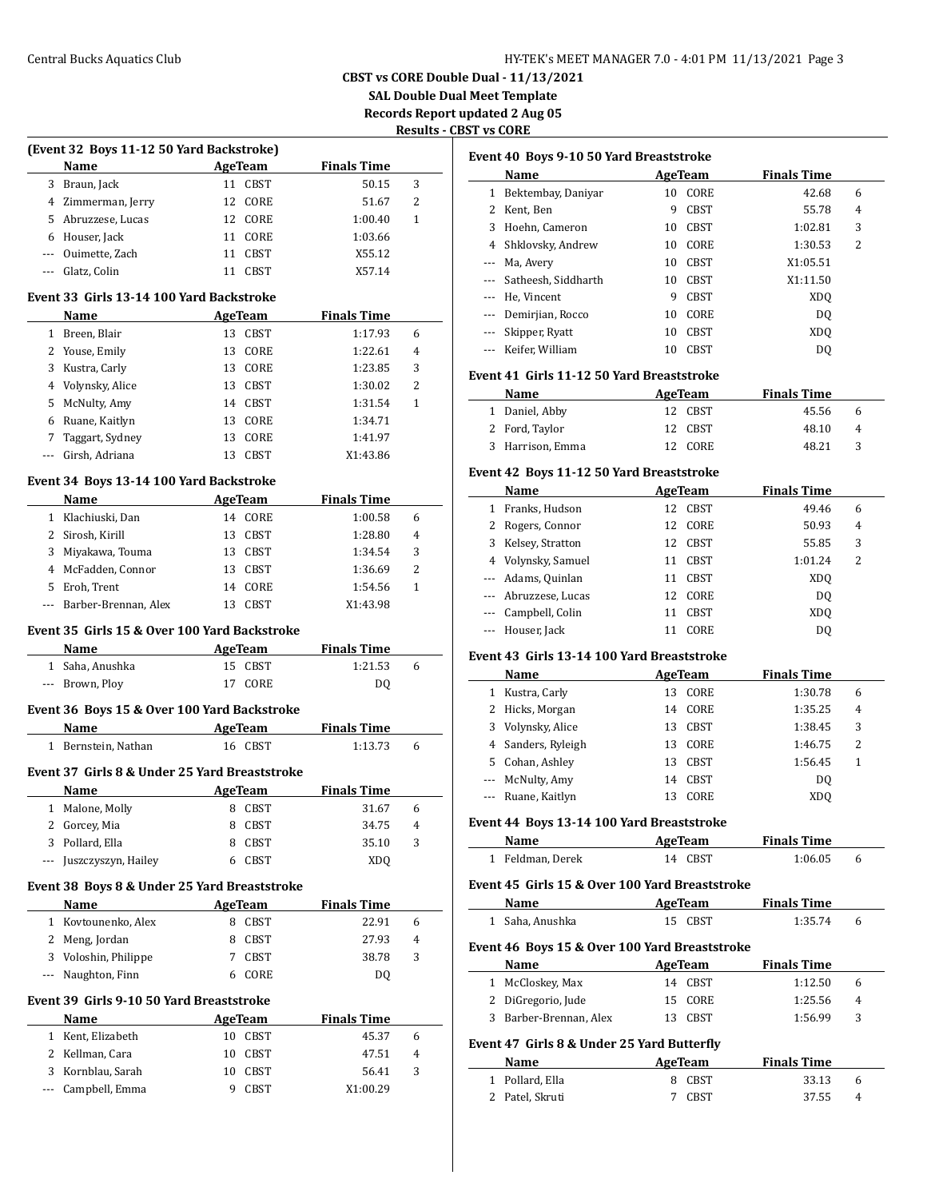**CBST vs CORE Double Dual - 11/13/2021**

**SAL Double Dual Meet Template**

**Records Report updated 2 Aug 05**

**Results - CBST vs CORE**

### (Event 32 Boys 11-12 50 Yard Backstroke)

| | Name | Age | Team | Finals Time | |
|---|---|---|---|---|---|
| 3 | Braun, Jack | 11 | CBST | 50.15 | 3 |
| 4 | Zimmerman, Jerry | 12 | CORE | 51.67 | 2 |
| 5 | Abruzzese, Lucas | 12 | CORE | 1:00.40 | 1 |
| 6 | Houser, Jack | 11 | CORE | 1:03.66 | |
| --- | Ouimette, Zach | 11 | CBST | X55.12 | |
| --- | Glatz, Colin | 11 | CBST | X57.14 | |

### Event 33 Girls 13-14 100 Yard Backstroke

| | Name | Age | Team | Finals Time | |
|---|---|---|---|---|---|
| 1 | Breen, Blair | 13 | CBST | 1:17.93 | 6 |
| 2 | Youse, Emily | 13 | CORE | 1:22.61 | 4 |
| 3 | Kustra, Carly | 13 | CORE | 1:23.85 | 3 |
| 4 | Volynsky, Alice | 13 | CBST | 1:30.02 | 2 |
| 5 | McNulty, Amy | 14 | CBST | 1:31.54 | 1 |
| 6 | Ruane, Kaitlyn | 13 | CORE | 1:34.71 | |
| 7 | Taggart, Sydney | 13 | CORE | 1:41.97 | |
| --- | Girsh, Adriana | 13 | CBST | X1:43.86 | |

### Event 34 Boys 13-14 100 Yard Backstroke

| | Name | Age | Team | Finals Time | |
|---|---|---|---|---|---|
| 1 | Klachiuski, Dan | 14 | CORE | 1:00.58 | 6 |
| 2 | Sirosh, Kirill | 13 | CBST | 1:28.80 | 4 |
| 3 | Miyakawa, Touma | 13 | CBST | 1:34.54 | 3 |
| 4 | McFadden, Connor | 13 | CBST | 1:36.69 | 2 |
| 5 | Eroh, Trent | 14 | CORE | 1:54.56 | 1 |
| --- | Barber-Brennan, Alex | 13 | CBST | X1:43.98 | |

### Event 35 Girls 15 & Over 100 Yard Backstroke

| | Name | Age | Team | Finals Time | |
|---|---|---|---|---|---|
| 1 | Saha, Anushka | 15 | CBST | 1:21.53 | 6 |
| --- | Brown, Ploy | 17 | CORE | DQ | |

### Event 36 Boys 15 & Over 100 Yard Backstroke

| | Name | Age | Team | Finals Time | |
|---|---|---|---|---|---|
| 1 | Bernstein, Nathan | 16 | CBST | 1:13.73 | 6 |

### Event 37 Girls 8 & Under 25 Yard Breaststroke

| | Name | Age | Team | Finals Time | |
|---|---|---|---|---|---|
| 1 | Malone, Molly | 8 | CBST | 31.67 | 6 |
| 2 | Gorcey, Mia | 8 | CBST | 34.75 | 4 |
| 3 | Pollard, Ella | 8 | CBST | 35.10 | 3 |
| --- | Juszczyszyn, Hailey | 6 | CBST | XDQ | |

### Event 38 Boys 8 & Under 25 Yard Breaststroke

| | Name | Age | Team | Finals Time | |
|---|---|---|---|---|---|
| 1 | Kovtounenko, Alex | 8 | CBST | 22.91 | 6 |
| 2 | Meng, Jordan | 8 | CBST | 27.93 | 4 |
| 3 | Voloshin, Philippe | 7 | CBST | 38.78 | 3 |
| --- | Naughton, Finn | 6 | CORE | DQ | |

### Event 39 Girls 9-10 50 Yard Breaststroke

| | Name | Age | Team | Finals Time | |
|---|---|---|---|---|---|
| 1 | Kent, Elizabeth | 10 | CBST | 45.37 | 6 |
| 2 | Kellman, Cara | 10 | CBST | 47.51 | 4 |
| 3 | Kornblau, Sarah | 10 | CBST | 56.41 | 3 |
| --- | Campbell, Emma | 9 | CBST | X1:00.29 | |

### Event 40 Boys 9-10 50 Yard Breaststroke

| | Name | Age | Team | Finals Time | |
|---|---|---|---|---|---|
| 1 | Bektembay, Daniyar | 10 | CORE | 42.68 | 6 |
| 2 | Kent, Ben | 9 | CBST | 55.78 | 4 |
| 3 | Hoehn, Cameron | 10 | CBST | 1:02.81 | 3 |
| 4 | Shklovsky, Andrew | 10 | CORE | 1:30.53 | 2 |
| --- | Ma, Avery | 10 | CBST | X1:05.51 | |
| --- | Satheesh, Siddharth | 10 | CBST | X1:11.50 | |
| --- | He, Vincent | 9 | CBST | XDQ | |
| --- | Demirjian, Rocco | 10 | CORE | DQ | |
| --- | Skipper, Ryatt | 10 | CBST | XDQ | |
| --- | Keifer, William | 10 | CBST | DQ | |

### Event 41 Girls 11-12 50 Yard Breaststroke

| | Name | Age | Team | Finals Time | |
|---|---|---|---|---|---|
| 1 | Daniel, Abby | 12 | CBST | 45.56 | 6 |
| 2 | Ford, Taylor | 12 | CBST | 48.10 | 4 |
| 3 | Harrison, Emma | 12 | CORE | 48.21 | 3 |

### Event 42 Boys 11-12 50 Yard Breaststroke

| | Name | Age | Team | Finals Time | |
|---|---|---|---|---|---|
| 1 | Franks, Hudson | 12 | CBST | 49.46 | 6 |
| 2 | Rogers, Connor | 12 | CORE | 50.93 | 4 |
| 3 | Kelsey, Stratton | 12 | CBST | 55.85 | 3 |
| 4 | Volynsky, Samuel | 11 | CBST | 1:01.24 | 2 |
| --- | Adams, Quinlan | 11 | CBST | XDQ | |
| --- | Abruzzese, Lucas | 12 | CORE | DQ | |
| --- | Campbell, Colin | 11 | CBST | XDQ | |
| --- | Houser, Jack | 11 | CORE | DQ | |

### Event 43 Girls 13-14 100 Yard Breaststroke

| | Name | Age | Team | Finals Time | |
|---|---|---|---|---|---|
| 1 | Kustra, Carly | 13 | CORE | 1:30.78 | 6 |
| 2 | Hicks, Morgan | 14 | CORE | 1:35.25 | 4 |
| 3 | Volynsky, Alice | 13 | CBST | 1:38.45 | 3 |
| 4 | Sanders, Ryleigh | 13 | CORE | 1:46.75 | 2 |
| 5 | Cohan, Ashley | 13 | CBST | 1:56.45 | 1 |
| --- | McNulty, Amy | 14 | CBST | DQ | |
| --- | Ruane, Kaitlyn | 13 | CORE | XDQ | |

### Event 44 Boys 13-14 100 Yard Breaststroke

| | Name | Age | Team | Finals Time | |
|---|---|---|---|---|---|
| 1 | Feldman, Derek | 14 | CBST | 1:06.05 | 6 |

### Event 45 Girls 15 & Over 100 Yard Breaststroke

| | Name | Age | Team | Finals Time | |
|---|---|---|---|---|---|
| 1 | Saha, Anushka | 15 | CBST | 1:35.74 | 6 |

### Event 46 Boys 15 & Over 100 Yard Breaststroke

| | Name | Age | Team | Finals Time | |
|---|---|---|---|---|---|
| 1 | McCloskey, Max | 14 | CBST | 1:12.50 | 6 |
| 2 | DiGregorio, Jude | 15 | CORE | 1:25.56 | 4 |
| 3 | Barber-Brennan, Alex | 13 | CBST | 1:56.99 | 3 |

### Event 47 Girls 8 & Under 25 Yard Butterfly

| | Name | Age | Team | Finals Time | |
|---|---|---|---|---|---|
| 1 | Pollard, Ella | 8 | CBST | 33.13 | 6 |
| 2 | Patel, Skruti | 7 | CBST | 37.55 | 4 |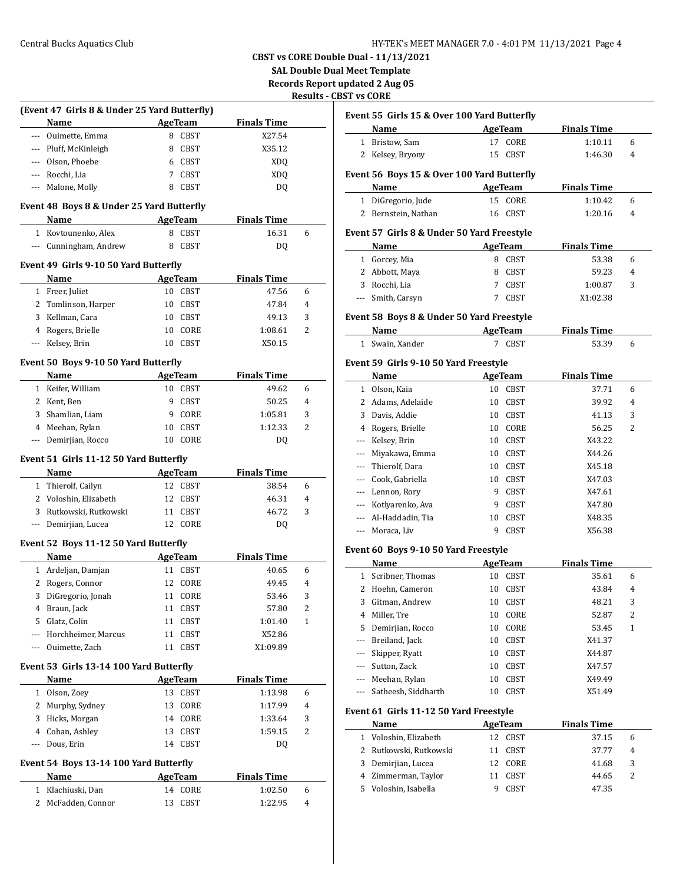**CBST vs CORE Double Dual - 11/13/2021**
**SAL Double Dual Meet Template**
**Records Report updated 2 Aug 05**
**Results - CBST vs CORE**

### (Event 47 Girls 8 & Under 25 Yard Butterfly)

| | Name | Age | Team | Finals Time | |
|---|---|---|---|---|---|
| --- | Ouimette, Emma | 8 | CBST | X27.54 | |
| --- | Pluff, McKinleigh | 8 | CBST | X35.12 | |
| --- | Olson, Phoebe | 6 | CBST | XDQ | |
| --- | Rocchi, Lia | 7 | CBST | XDQ | |
| --- | Malone, Molly | 8 | CBST | DQ | |

### Event 48 Boys 8 & Under 25 Yard Butterfly

| | Name | Age | Team | Finals Time | |
|---|---|---|---|---|---|
| 1 | Kovtounenko, Alex | 8 | CBST | 16.31 | 6 |
| --- | Cunningham, Andrew | 8 | CBST | DQ | |

### Event 49 Girls 9-10 50 Yard Butterfly

| | Name | Age | Team | Finals Time | |
|---|---|---|---|---|---|
| 1 | Freer, Juliet | 10 | CBST | 47.56 | 6 |
| 2 | Tomlinson, Harper | 10 | CBST | 47.84 | 4 |
| 3 | Kellman, Cara | 10 | CBST | 49.13 | 3 |
| 4 | Rogers, Brielle | 10 | CORE | 1:08.61 | 2 |
| --- | Kelsey, Brin | 10 | CBST | X50.15 | |

### Event 50 Boys 9-10 50 Yard Butterfly

| | Name | Age | Team | Finals Time | |
|---|---|---|---|---|---|
| 1 | Keifer, William | 10 | CBST | 49.62 | 6 |
| 2 | Kent, Ben | 9 | CBST | 50.25 | 4 |
| 3 | Shamlian, Liam | 9 | CORE | 1:05.81 | 3 |
| 4 | Meehan, Rylan | 10 | CBST | 1:12.33 | 2 |
| --- | Demirjian, Rocco | 10 | CORE | DQ | |

### Event 51 Girls 11-12 50 Yard Butterfly

| | Name | Age | Team | Finals Time | |
|---|---|---|---|---|---|
| 1 | Thierolf, Cailyn | 12 | CBST | 38.54 | 6 |
| 2 | Voloshin, Elizabeth | 12 | CBST | 46.31 | 4 |
| 3 | Rutkowski, Rutkowski | 11 | CBST | 46.72 | 3 |
| --- | Demirjian, Lucea | 12 | CORE | DQ | |

### Event 52 Boys 11-12 50 Yard Butterfly

| | Name | Age | Team | Finals Time | |
|---|---|---|---|---|---|
| 1 | Ardeljan, Damjan | 11 | CBST | 40.65 | 6 |
| 2 | Rogers, Connor | 12 | CORE | 49.45 | 4 |
| 3 | DiGregorio, Jonah | 11 | CORE | 53.46 | 3 |
| 4 | Braun, Jack | 11 | CBST | 57.80 | 2 |
| 5 | Glatz, Colin | 11 | CBST | 1:01.40 | 1 |
| --- | Horchheimer, Marcus | 11 | CBST | X52.86 | |
| --- | Ouimette, Zach | 11 | CBST | X1:09.89 | |

### Event 53 Girls 13-14 100 Yard Butterfly

| | Name | Age | Team | Finals Time | |
|---|---|---|---|---|---|
| 1 | Olson, Zoey | 13 | CBST | 1:13.98 | 6 |
| 2 | Murphy, Sydney | 13 | CORE | 1:17.99 | 4 |
| 3 | Hicks, Morgan | 14 | CORE | 1:33.64 | 3 |
| 4 | Cohan, Ashley | 13 | CBST | 1:59.15 | 2 |
| --- | Dous, Erin | 14 | CBST | DQ | |

### Event 54 Boys 13-14 100 Yard Butterfly

| | Name | Age | Team | Finals Time | |
|---|---|---|---|---|---|
| 1 | Klachiuski, Dan | 14 | CORE | 1:02.50 | 6 |
| 2 | McFadden, Connor | 13 | CBST | 1:22.95 | 4 |

### Event 55 Girls 15 & Over 100 Yard Butterfly

| | Name | Age | Team | Finals Time | |
|---|---|---|---|---|---|
| 1 | Bristow, Sam | 17 | CORE | 1:10.11 | 6 |
| 2 | Kelsey, Bryony | 15 | CBST | 1:46.30 | 4 |

### Event 56 Boys 15 & Over 100 Yard Butterfly

| | Name | Age | Team | Finals Time | |
|---|---|---|---|---|---|
| 1 | DiGregorio, Jude | 15 | CORE | 1:10.42 | 6 |
| 2 | Bernstein, Nathan | 16 | CBST | 1:20.16 | 4 |

### Event 57 Girls 8 & Under 50 Yard Freestyle

| | Name | Age | Team | Finals Time | |
|---|---|---|---|---|---|
| 1 | Gorcey, Mia | 8 | CBST | 53.38 | 6 |
| 2 | Abbott, Maya | 8 | CBST | 59.23 | 4 |
| 3 | Rocchi, Lia | 7 | CBST | 1:00.87 | 3 |
| --- | Smith, Carsyn | 7 | CBST | X1:02.38 | |

### Event 58 Boys 8 & Under 50 Yard Freestyle

| | Name | Age | Team | Finals Time | |
|---|---|---|---|---|---|
| 1 | Swain, Xander | 7 | CBST | 53.39 | 6 |

### Event 59 Girls 9-10 50 Yard Freestyle

| | Name | Age | Team | Finals Time | |
|---|---|---|---|---|---|
| 1 | Olson, Kaia | 10 | CBST | 37.71 | 6 |
| 2 | Adams, Adelaide | 10 | CBST | 39.92 | 4 |
| 3 | Davis, Addie | 10 | CBST | 41.13 | 3 |
| 4 | Rogers, Brielle | 10 | CORE | 56.25 | 2 |
| --- | Kelsey, Brin | 10 | CBST | X43.22 | |
| --- | Miyakawa, Emma | 10 | CBST | X44.26 | |
| --- | Thierolf, Dara | 10 | CBST | X45.18 | |
| --- | Cook, Gabriella | 10 | CBST | X47.03 | |
| --- | Lennon, Rory | 9 | CBST | X47.61 | |
| --- | Kotlyarenko, Ava | 9 | CBST | X47.80 | |
| --- | Al-Haddadin, Tia | 10 | CBST | X48.35 | |
| --- | Moraca, Liv | 9 | CBST | X56.38 | |

### Event 60 Boys 9-10 50 Yard Freestyle

| | Name | Age | Team | Finals Time | |
|---|---|---|---|---|---|
| 1 | Scribner, Thomas | 10 | CBST | 35.61 | 6 |
| 2 | Hoehn, Cameron | 10 | CBST | 43.84 | 4 |
| 3 | Gitman, Andrew | 10 | CBST | 48.21 | 3 |
| 4 | Miller, Tre | 10 | CORE | 52.87 | 2 |
| 5 | Demirjian, Rocco | 10 | CORE | 53.45 | 1 |
| --- | Breiland, Jack | 10 | CBST | X41.37 | |
| --- | Skipper, Ryatt | 10 | CBST | X44.87 | |
| --- | Sutton, Zack | 10 | CBST | X47.57 | |
| --- | Meehan, Rylan | 10 | CBST | X49.49 | |
| --- | Satheesh, Siddharth | 10 | CBST | X51.49 | |

### Event 61 Girls 11-12 50 Yard Freestyle

| | Name | Age | Team | Finals Time | |
|---|---|---|---|---|---|
| 1 | Voloshin, Elizabeth | 12 | CBST | 37.15 | 6 |
| 2 | Rutkowski, Rutkowski | 11 | CBST | 37.77 | 4 |
| 3 | Demirjian, Lucea | 12 | CORE | 41.68 | 3 |
| 4 | Zimmerman, Taylor | 11 | CBST | 44.65 | 2 |
| 5 | Voloshin, Isabella | 9 | CBST | 47.35 | |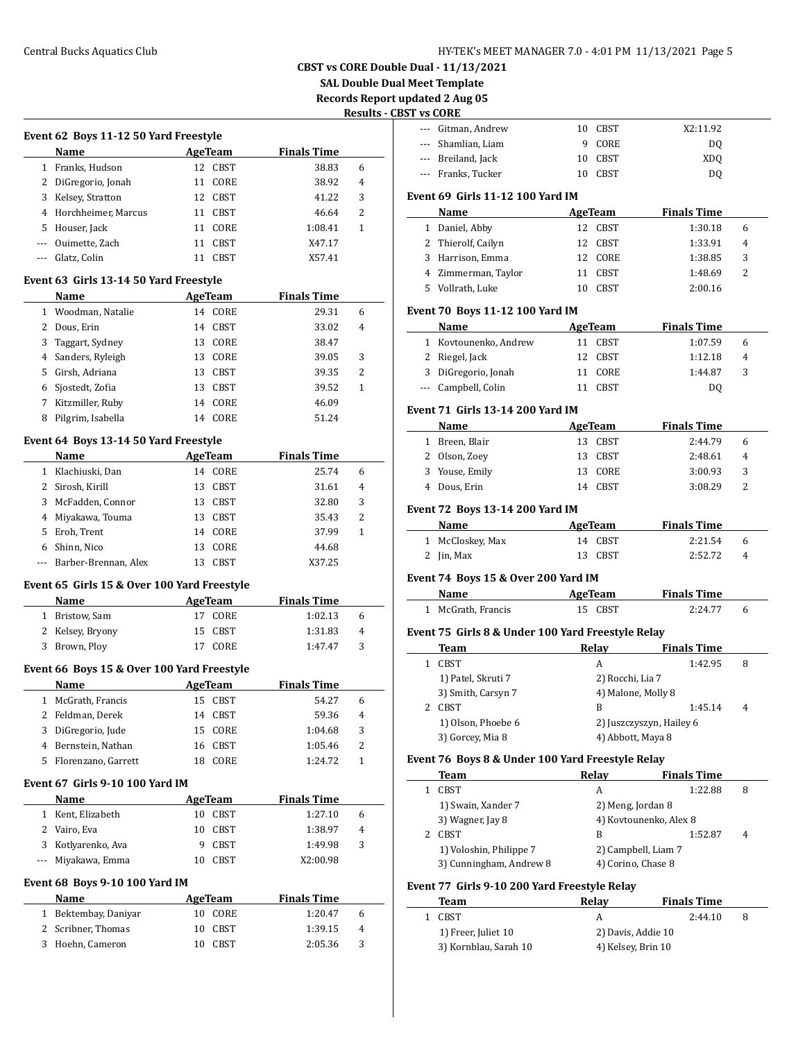CBST vs CORE Double Dual - 11/13/2021

SAL Double Dual Meet Template

Records Report updated 2 Aug 05

**Results - CBST vs CORE**

### Event 62 Boys 11-12 50 Yard Freestyle

| | Name | Age | Team | Finals Time | |
|---|---|---|---|---|---|
| 1 | Franks, Hudson | 12 | CBST | 38.83 | 6 |
| 2 | DiGregorio, Jonah | 11 | CORE | 38.92 | 4 |
| 3 | Kelsey, Stratton | 12 | CBST | 41.22 | 3 |
| 4 | Horchheimer, Marcus | 11 | CBST | 46.64 | 2 |
| 5 | Houser, Jack | 11 | CORE | 1:08.41 | 1 |
| --- | Ouimette, Zach | 11 | CBST | X47.17 | |
| --- | Glatz, Colin | 11 | CBST | X57.41 | |

### Event 63 Girls 13-14 50 Yard Freestyle

| | Name | Age | Team | Finals Time | |
|---|---|---|---|---|---|
| 1 | Woodman, Natalie | 14 | CORE | 29.31 | 6 |
| 2 | Dous, Erin | 14 | CBST | 33.02 | 4 |
| 3 | Taggart, Sydney | 13 | CORE | 38.47 | |
| 4 | Sanders, Ryleigh | 13 | CORE | 39.05 | 3 |
| 5 | Girsh, Adriana | 13 | CBST | 39.35 | 2 |
| 6 | Sjostedt, Zofia | 13 | CBST | 39.52 | 1 |
| 7 | Kitzmiller, Ruby | 14 | CORE | 46.09 | |
| 8 | Pilgrim, Isabella | 14 | CORE | 51.24 | |

### Event 64 Boys 13-14 50 Yard Freestyle

| | Name | Age | Team | Finals Time | |
|---|---|---|---|---|---|
| 1 | Klachiuski, Dan | 14 | CORE | 25.74 | 6 |
| 2 | Sirosh, Kirill | 13 | CBST | 31.61 | 4 |
| 3 | McFadden, Connor | 13 | CBST | 32.80 | 3 |
| 4 | Miyakawa, Touma | 13 | CBST | 35.43 | 2 |
| 5 | Eroh, Trent | 14 | CORE | 37.99 | 1 |
| 6 | Shinn, Nico | 13 | CORE | 44.68 | |
| --- | Barber-Brennan, Alex | 13 | CBST | X37.25 | |

### Event 65 Girls 15 & Over 100 Yard Freestyle

| | Name | Age | Team | Finals Time | |
|---|---|---|---|---|---|
| 1 | Bristow, Sam | 17 | CORE | 1:02.13 | 6 |
| 2 | Kelsey, Bryony | 15 | CBST | 1:31.83 | 4 |
| 3 | Brown, Ploy | 17 | CORE | 1:47.47 | 3 |

### Event 66 Boys 15 & Over 100 Yard Freestyle

| | Name | Age | Team | Finals Time | |
|---|---|---|---|---|---|
| 1 | McGrath, Francis | 15 | CBST | 54.27 | 6 |
| 2 | Feldman, Derek | 14 | CBST | 59.36 | 4 |
| 3 | DiGregorio, Jude | 15 | CORE | 1:04.68 | 3 |
| 4 | Bernstein, Nathan | 16 | CBST | 1:05.46 | 2 |
| 5 | Florenzano, Garrett | 18 | CORE | 1:24.72 | 1 |

### Event 67 Girls 9-10 100 Yard IM

| | Name | Age | Team | Finals Time | |
|---|---|---|---|---|---|
| 1 | Kent, Elizabeth | 10 | CBST | 1:27.10 | 6 |
| 2 | Vairo, Eva | 10 | CBST | 1:38.97 | 4 |
| 3 | Kotlyarenko, Ava | 9 | CBST | 1:49.98 | 3 |
| --- | Miyakawa, Emma | 10 | CBST | X2:00.98 | |

### Event 68 Boys 9-10 100 Yard IM

| | Name | Age | Team | Finals Time | |
|---|---|---|---|---|---|
| 1 | Bektembay, Daniyar | 10 | CORE | 1:20.47 | 6 |
| 2 | Scribner, Thomas | 10 | CBST | 1:39.15 | 4 |
| 3 | Hoehn, Cameron | 10 | CBST | 2:05.36 | 3 |
| --- | Gitman, Andrew | 10 | CBST | X2:11.92 | |
| --- | Shamlian, Liam | 9 | CORE | DQ | |
| --- | Breiland, Jack | 10 | CBST | XDQ | |
| --- | Franks, Tucker | 10 | CBST | DQ | |

### Event 69 Girls 11-12 100 Yard IM

| | Name | Age | Team | Finals Time | |
|---|---|---|---|---|---|
| 1 | Daniel, Abby | 12 | CBST | 1:30.18 | 6 |
| 2 | Thierolf, Cailyn | 12 | CBST | 1:33.91 | 4 |
| 3 | Harrison, Emma | 12 | CORE | 1:38.85 | 3 |
| 4 | Zimmerman, Taylor | 11 | CBST | 1:48.69 | 2 |
| 5 | Vollrath, Luke | 10 | CBST | 2:00.16 | |

### Event 70 Boys 11-12 100 Yard IM

| | Name | Age | Team | Finals Time | |
|---|---|---|---|---|---|
| 1 | Kovtounenko, Andrew | 11 | CBST | 1:07.59 | 6 |
| 2 | Riegel, Jack | 12 | CBST | 1:12.18 | 4 |
| 3 | DiGregorio, Jonah | 11 | CORE | 1:44.87 | 3 |
| --- | Campbell, Colin | 11 | CBST | DQ | |

### Event 71 Girls 13-14 200 Yard IM

| | Name | Age | Team | Finals Time | |
|---|---|---|---|---|---|
| 1 | Breen, Blair | 13 | CBST | 2:44.79 | 6 |
| 2 | Olson, Zoey | 13 | CBST | 2:48.61 | 4 |
| 3 | Youse, Emily | 13 | CORE | 3:00.93 | 3 |
| 4 | Dous, Erin | 14 | CBST | 3:08.29 | 2 |

### Event 72 Boys 13-14 200 Yard IM

| | Name | Age | Team | Finals Time | |
|---|---|---|---|---|---|
| 1 | McCloskey, Max | 14 | CBST | 2:21.54 | 6 |
| 2 | Jin, Max | 13 | CBST | 2:52.72 | 4 |

### Event 74 Boys 15 & Over 200 Yard IM

| | Name | Age | Team | Finals Time | |
|---|---|---|---|---|---|
| 1 | McGrath, Francis | 15 | CBST | 2:24.77 | 6 |

### Event 75 Girls 8 & Under 100 Yard Freestyle Relay

| | Team | Relay | Finals Time | |
|---|---|---|---|---|
| 1 | CBST | A | 1:42.95 | 8 |
| | 1) Patel, Skruti 7 | 2) Rocchi, Lia 7 | | |
| | 3) Smith, Carsyn 7 | 4) Malone, Molly 8 | | |
| 2 | CBST | B | 1:45.14 | 4 |
| | 1) Olson, Phoebe 6 | 2) Juszczyszyn, Hailey 6 | | |
| | 3) Gorcey, Mia 8 | 4) Abbott, Maya 8 | | |

### Event 76 Boys 8 & Under 100 Yard Freestyle Relay

| | Team | Relay | Finals Time | |
|---|---|---|---|---|
| 1 | CBST | A | 1:22.88 | 8 |
| | 1) Swain, Xander 7 | 2) Meng, Jordan 8 | | |
| | 3) Wagner, Jay 8 | 4) Kovtounenko, Alex 8 | | |
| 2 | CBST | B | 1:52.87 | 4 |
| | 1) Voloshin, Philippe 7 | 2) Campbell, Liam 7 | | |
| | 3) Cunningham, Andrew 8 | 4) Corino, Chase 8 | | |

### Event 77 Girls 9-10 200 Yard Freestyle Relay

| | Team | Relay | Finals Time | |
|---|---|---|---|---|
| 1 | CBST | A | 2:44.10 | 8 |
| | 1) Freer, Juliet 10 | 2) Davis, Addie 10 | | |
| | 3) Kornblau, Sarah 10 | 4) Kelsey, Brin 10 | | |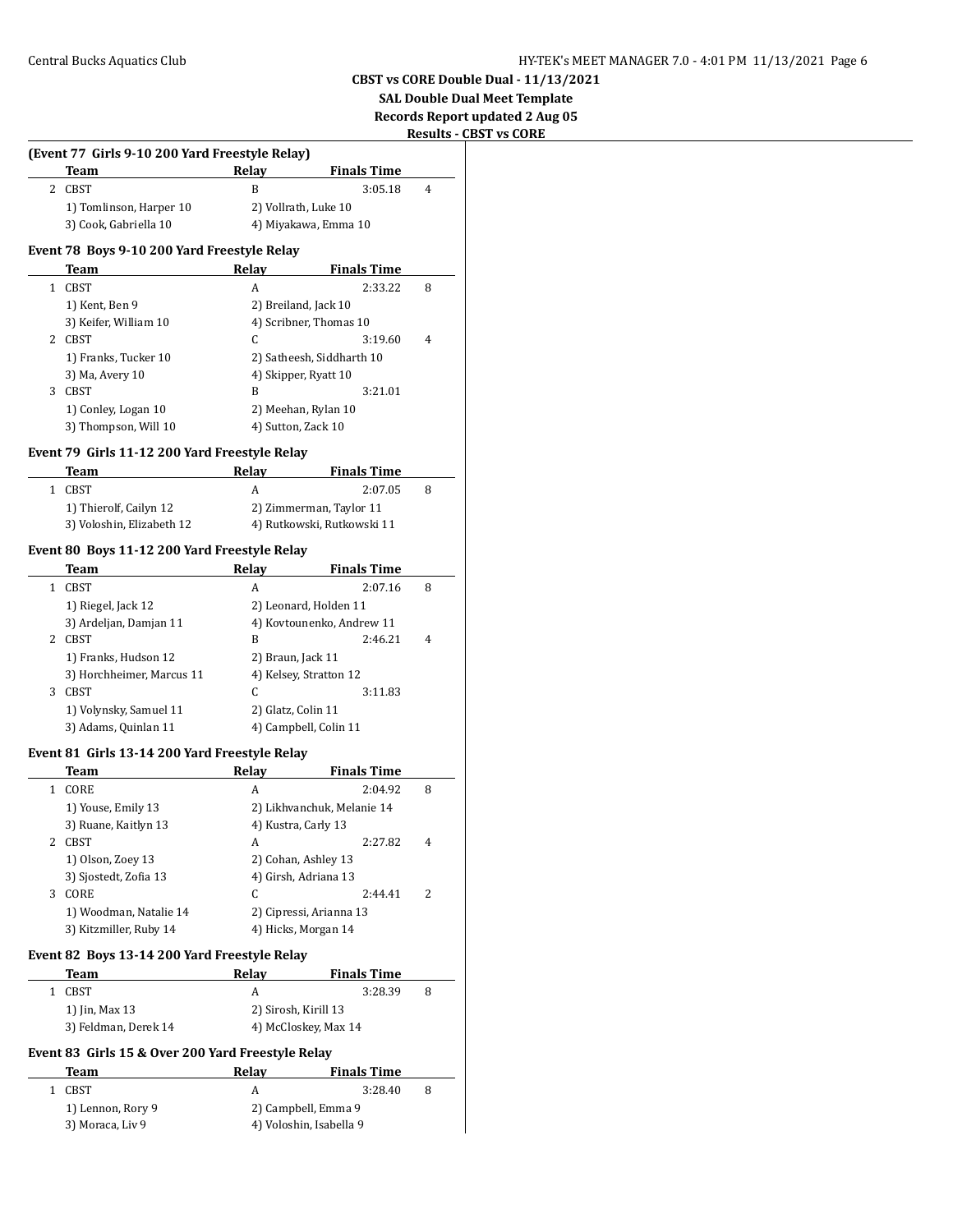**CBST vs CORE Double Dual - 11/13/2021**

**SAL Double Dual Meet Template**

**Records Report updated 2 Aug 05**

**Results - CBST vs CORE**

### (Event 77 Girls 9-10 200 Yard Freestyle Relay)

| | Team | Relay | Finals Time | |
|---|---|---|---|---|
| 2 | CBST | B | 3:05.18 | 4 |
| | 1) Tomlinson, Harper 10 | 2) Vollrath, Luke 10 | | |
| | 3) Cook, Gabriella 10 | 4) Miyakawa, Emma 10 | | |

### Event 78 Boys 9-10 200 Yard Freestyle Relay

| | Team | Relay | Finals Time | |
|---|---|---|---|---|
| 1 | CBST | A | 2:33.22 | 8 |
| | 1) Kent, Ben 9 | 2) Breiland, Jack 10 | | |
| | 3) Keifer, William 10 | 4) Scribner, Thomas 10 | | |
| 2 | CBST | C | 3:19.60 | 4 |
| | 1) Franks, Tucker 10 | 2) Satheesh, Siddharth 10 | | |
| | 3) Ma, Avery 10 | 4) Skipper, Ryatt 10 | | |
| 3 | CBST | B | 3:21.01 | |
| | 1) Conley, Logan 10 | 2) Meehan, Rylan 10 | | |
| | 3) Thompson, Will 10 | 4) Sutton, Zack 10 | | |

### Event 79 Girls 11-12 200 Yard Freestyle Relay

| | Team | Relay | Finals Time | |
|---|---|---|---|---|
| 1 | CBST | A | 2:07.05 | 8 |
| | 1) Thierolf, Cailyn 12 | 2) Zimmerman, Taylor 11 | | |
| | 3) Voloshin, Elizabeth 12 | 4) Rutkowski, Rutkowski 11 | | |

### Event 80 Boys 11-12 200 Yard Freestyle Relay

| | Team | Relay | Finals Time | |
|---|---|---|---|---|
| 1 | CBST | A | 2:07.16 | 8 |
| | 1) Riegel, Jack 12 | 2) Leonard, Holden 11 | | |
| | 3) Ardeljan, Damjan 11 | 4) Kovtounenko, Andrew 11 | | |
| 2 | CBST | B | 2:46.21 | 4 |
| | 1) Franks, Hudson 12 | 2) Braun, Jack 11 | | |
| | 3) Horchheimer, Marcus 11 | 4) Kelsey, Stratton 12 | | |
| 3 | CBST | C | 3:11.83 | |
| | 1) Volynsky, Samuel 11 | 2) Glatz, Colin 11 | | |
| | 3) Adams, Quinlan 11 | 4) Campbell, Colin 11 | | |

### Event 81 Girls 13-14 200 Yard Freestyle Relay

| | Team | Relay | Finals Time | |
|---|---|---|---|---|
| 1 | CORE | A | 2:04.92 | 8 |
| | 1) Youse, Emily 13 | 2) Likhvanchuk, Melanie 14 | | |
| | 3) Ruane, Kaitlyn 13 | 4) Kustra, Carly 13 | | |
| 2 | CBST | A | 2:27.82 | 4 |
| | 1) Olson, Zoey 13 | 2) Cohan, Ashley 13 | | |
| | 3) Sjostedt, Zofia 13 | 4) Girsh, Adriana 13 | | |
| 3 | CORE | C | 2:44.41 | 2 |
| | 1) Woodman, Natalie 14 | 2) Cipressi, Arianna 13 | | |
| | 3) Kitzmiller, Ruby 14 | 4) Hicks, Morgan 14 | | |

### Event 82 Boys 13-14 200 Yard Freestyle Relay

| | Team | Relay | Finals Time | |
|---|---|---|---|---|
| 1 | CBST | A | 3:28.39 | 8 |
| | 1) Jin, Max 13 | 2) Sirosh, Kirill 13 | | |
| | 3) Feldman, Derek 14 | 4) McCloskey, Max 14 | | |

### Event 83 Girls 15 & Over 200 Yard Freestyle Relay

| | Team | Relay | Finals Time | |
|---|---|---|---|---|
| 1 | CBST | A | 3:28.40 | 8 |
| | 1) Lennon, Rory 9 | 2) Campbell, Emma 9 | | |
| | 3) Moraca, Liv 9 | 4) Voloshin, Isabella 9 | | |